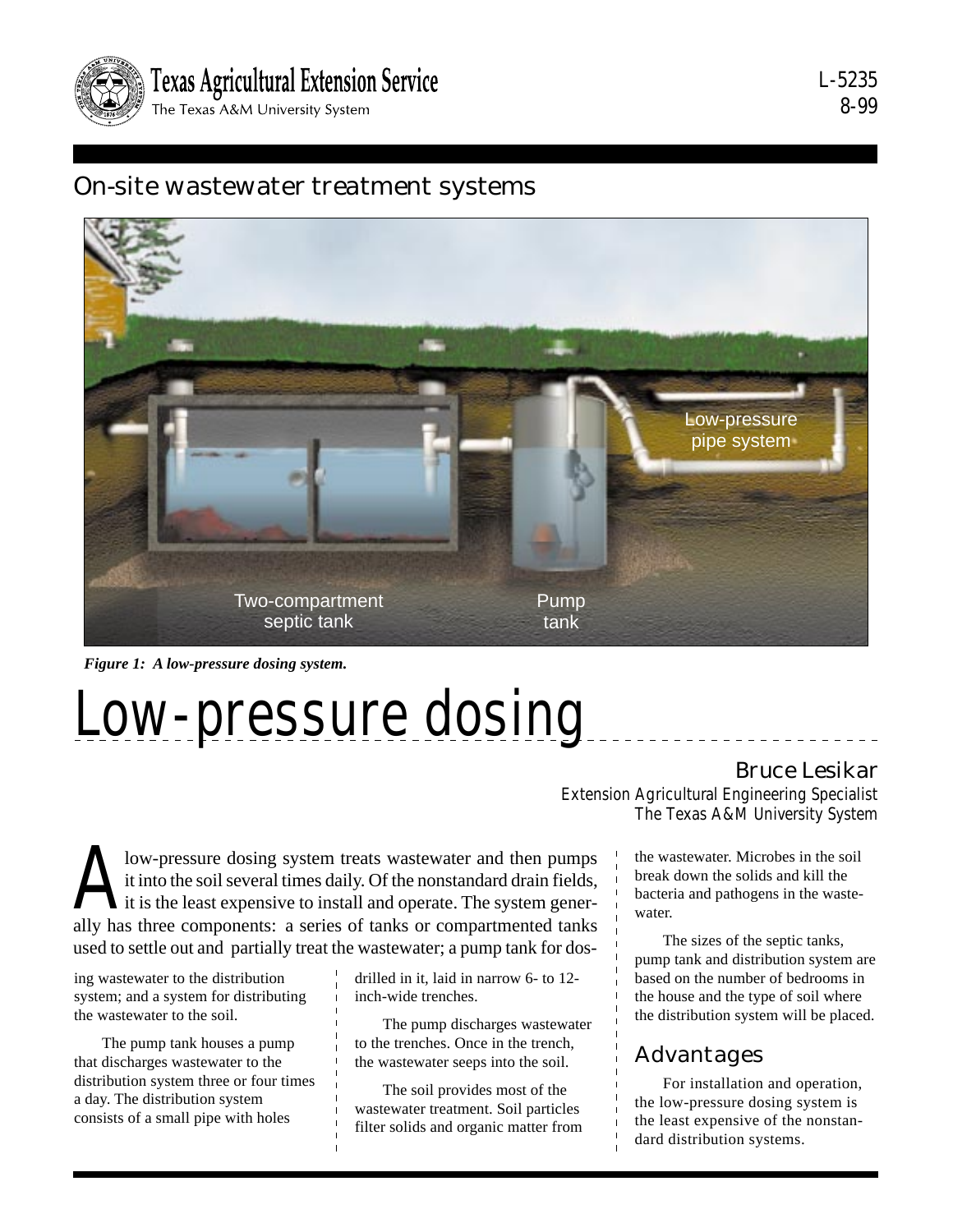Texas Agricultural Extension Service
The Texas A&M University System

L-5235
8-99

## On-site wastewater treatment systems

Low-pressure pipe system

Two-compartment septic tank

Pump tank

*Figure 1: A low-pressure dosing system.*

# Low-pressure dosing

**Bruce Lesikar**
*Extension Agricultural Engineering Specialist*
*The Texas A&M University System*

A low-pressure dosing system treats wastewater and then pumps it into the soil several times daily. Of the nonstandard drain fields, it is the least expensive to install and operate. The system generally has three components: a series of tanks or compartmented tanks used to settle out and partially treat the wastewater; a pump tank for dosing wastewater to the distribution system; and a system for distributing the wastewater to the soil.

The pump tank houses a pump that discharges wastewater to the distribution system three or four times a day. The distribution system consists of a small pipe with holes drilled in it, laid in narrow 6- to 12-inch-wide trenches.

The pump discharges wastewater to the trenches. Once in the trench, the wastewater seeps into the soil.

The soil provides most of the wastewater treatment. Soil particles filter solids and organic matter from the wastewater. Microbes in the soil break down the solids and kill the bacteria and pathogens in the wastewater.

The sizes of the septic tanks, pump tank and distribution system are based on the number of bedrooms in the house and the type of soil where the distribution system will be placed.

## Advantages

For installation and operation, the low-pressure dosing system is the least expensive of the nonstandard distribution systems.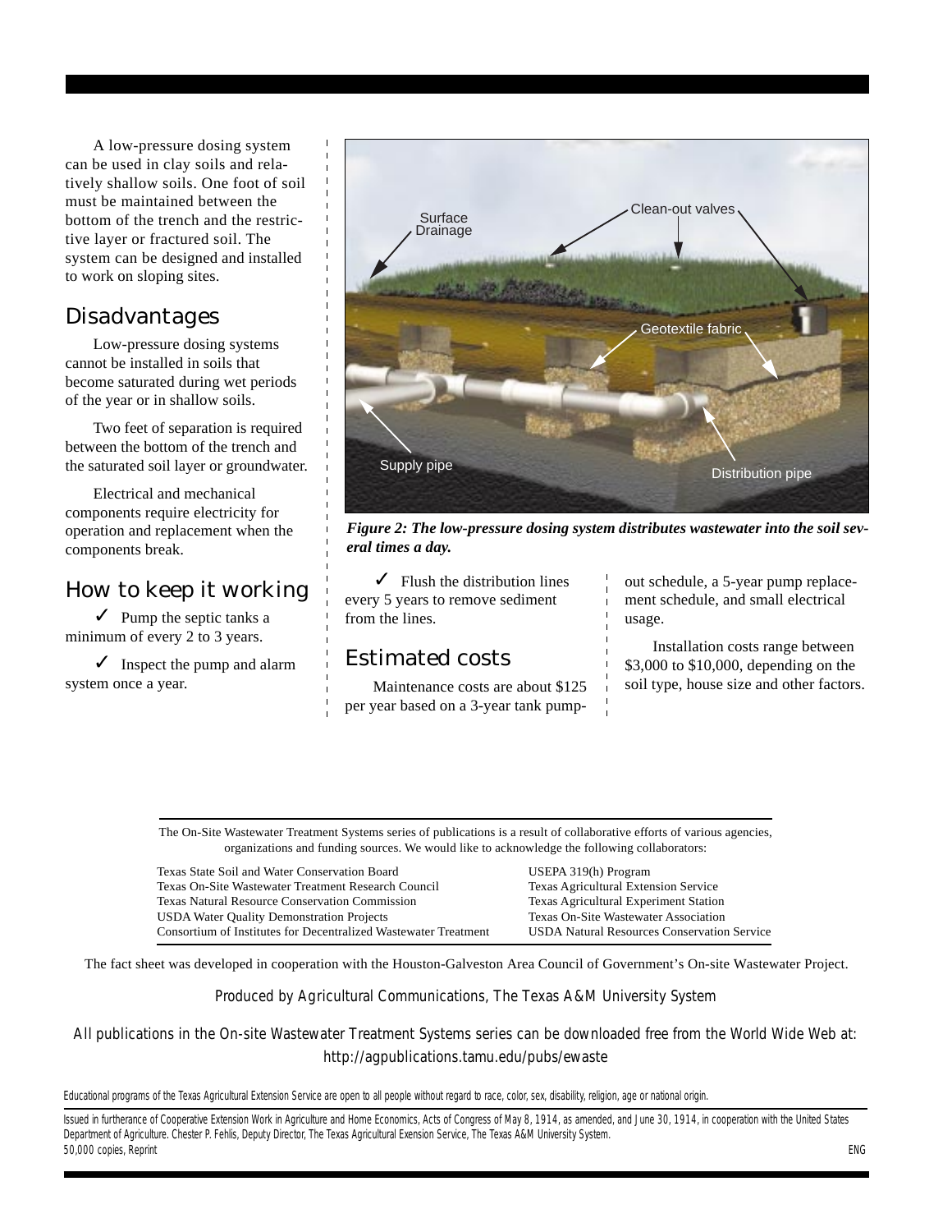A low-pressure dosing system can be used in clay soils and relatively shallow soils. One foot of soil must be maintained between the bottom of the trench and the restrictive layer or fractured soil. The system can be designed and installed to work on sloping sites.

## Disadvantages

Low-pressure dosing systems cannot be installed in soils that become saturated during wet periods of the year or in shallow soils.

Two feet of separation is required between the bottom of the trench and the saturated soil layer or groundwater.

Electrical and mechanical components require electricity for operation and replacement when the components break.

## How to keep it working

✓ Pump the septic tanks a minimum of every 2 to 3 years.

✓ Inspect the pump and alarm system once a year.

Surface Drainage

Clean-out valves

Geotextile fabric

Supply pipe

Distribution pipe

***Figure 2: The low-pressure dosing system distributes wastewater into the soil several times a day.***

✓ Flush the distribution lines every 5 years to remove sediment from the lines.

## Estimated costs

Maintenance costs are about $125 per year based on a 3-year tank pump-out schedule, a 5-year pump replacement schedule, and small electrical usage.

Installation costs range between $3,000 to $10,000, depending on the soil type, house size and other factors.

---

The On-Site Wastewater Treatment Systems series of publications is a result of collaborative efforts of various agencies, organizations and funding sources. We would like to acknowledge the following collaborators:

| | |
|---|---|
| Texas State Soil and Water Conservation Board | USEPA 319(h) Program |
| Texas On-Site Wastewater Treatment Research Council | Texas Agricultural Extension Service |
| Texas Natural Resource Conservation Commission | Texas Agricultural Experiment Station |
| USDA Water Quality Demonstration Projects | Texas On-Site Wastewater Association |
| Consortium of Institutes for Decentralized Wastewater Treatment | USDA Natural Resources Conservation Service |

The fact sheet was developed in cooperation with the Houston-Galveston Area Council of Government's On-site Wastewater Project.

Produced by Agricultural Communications, The Texas A&M University System

All publications in the On-site Wastewater Treatment Systems series can be downloaded free from the World Wide Web at: http://agpublications.tamu.edu/pubs/ewaste

Educational programs of the Texas Agricultural Extension Service are open to all people without regard to race, color, sex, disability, religion, age or national origin.

Issued in furtherance of Cooperative Extension Work in Agriculture and Home Economics, Acts of Congress of May 8, 1914, as amended, and June 30, 1914, in cooperation with the United States Department of Agriculture. Chester P. Fehlis, Deputy Director, The Texas Agricultural Exension Service, The Texas A&M University System.
50,000 copies, Reprint ENG